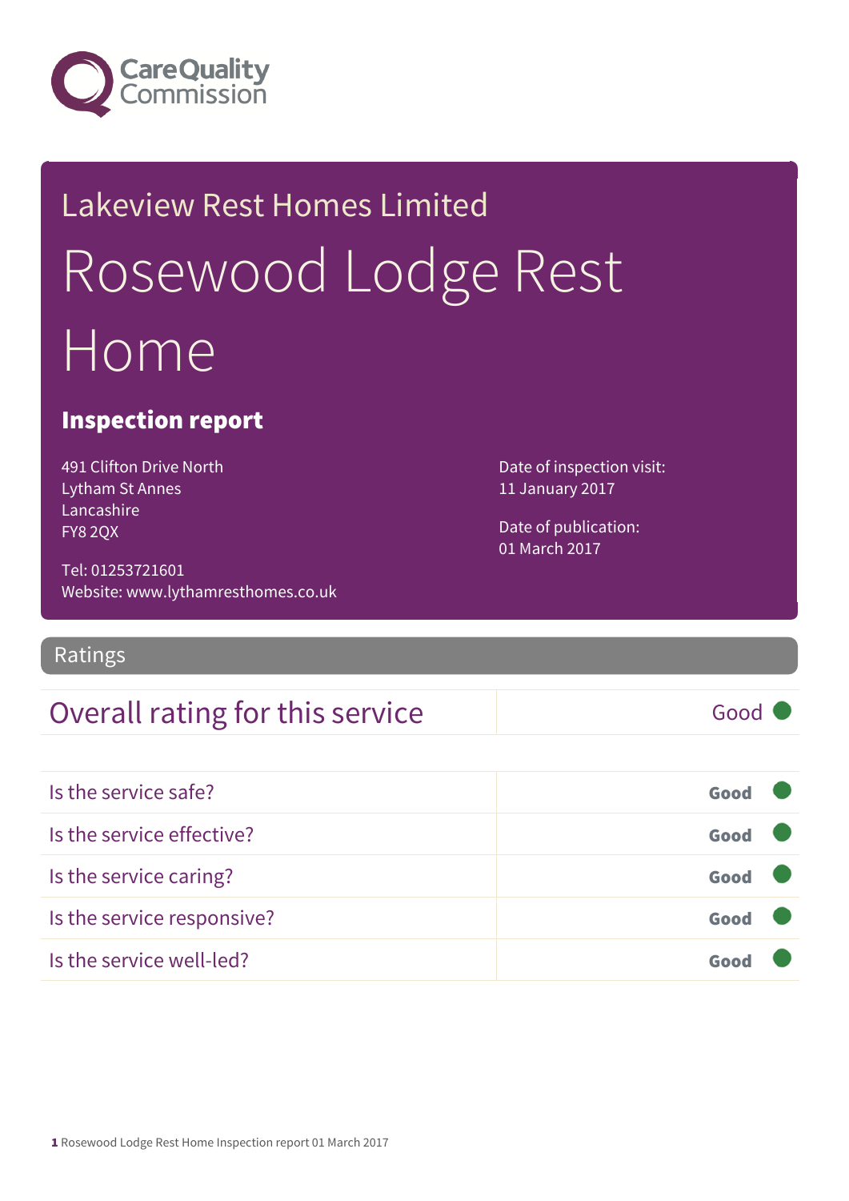Care Quality Commission

# Lakeview Rest Homes Limited

# Rosewood Lodge Rest Home

## Inspection report

491 Clifton Drive North
Lytham St Annes
Lancashire
FY8 2QX

Tel: 01253721601
Website: www.lythamresthomes.co.uk

Date of inspection visit:
11 January 2017

Date of publication:
01 March 2017

## Ratings

| Overall rating for this service | Good |
| --- | --- |

| Is the service safe? | **Good** |
| --- | --- |
| Is the service effective? | **Good** |
| Is the service caring? | **Good** |
| Is the service responsive? | **Good** |
| Is the service well-led? | **Good** |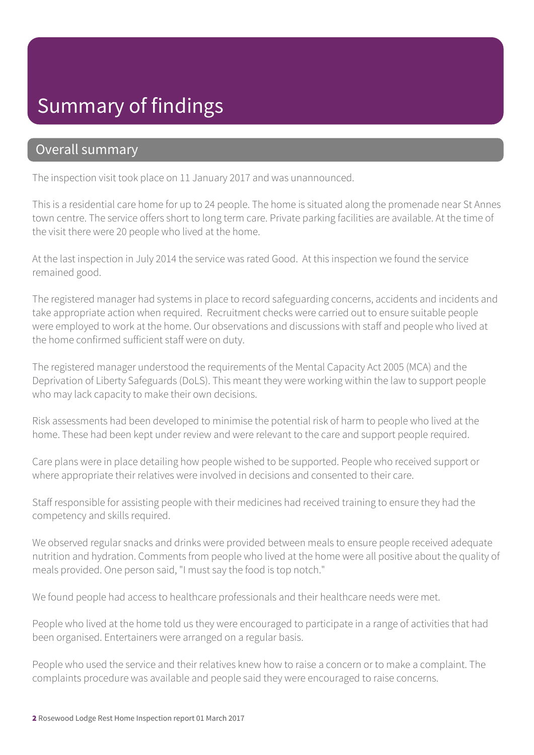# Summary of findings

## Overall summary

The inspection visit took place on 11 January 2017 and was unannounced.

This is a residential care home for up to 24 people. The home is situated along the promenade near St Annes town centre. The service offers short to long term care. Private parking facilities are available. At the time of the visit there were 20 people who lived at the home.

At the last inspection in July 2014 the service was rated Good. At this inspection we found the service remained good.

The registered manager had systems in place to record safeguarding concerns, accidents and incidents and take appropriate action when required. Recruitment checks were carried out to ensure suitable people were employed to work at the home. Our observations and discussions with staff and people who lived at the home confirmed sufficient staff were on duty.

The registered manager understood the requirements of the Mental Capacity Act 2005 (MCA) and the Deprivation of Liberty Safeguards (DoLS). This meant they were working within the law to support people who may lack capacity to make their own decisions.

Risk assessments had been developed to minimise the potential risk of harm to people who lived at the home. These had been kept under review and were relevant to the care and support people required.

Care plans were in place detailing how people wished to be supported. People who received support or where appropriate their relatives were involved in decisions and consented to their care.

Staff responsible for assisting people with their medicines had received training to ensure they had the competency and skills required.

We observed regular snacks and drinks were provided between meals to ensure people received adequate nutrition and hydration. Comments from people who lived at the home were all positive about the quality of meals provided. One person said, "I must say the food is top notch."

We found people had access to healthcare professionals and their healthcare needs were met.

People who lived at the home told us they were encouraged to participate in a range of activities that had been organised. Entertainers were arranged on a regular basis.

People who used the service and their relatives knew how to raise a concern or to make a complaint. The complaints procedure was available and people said they were encouraged to raise concerns.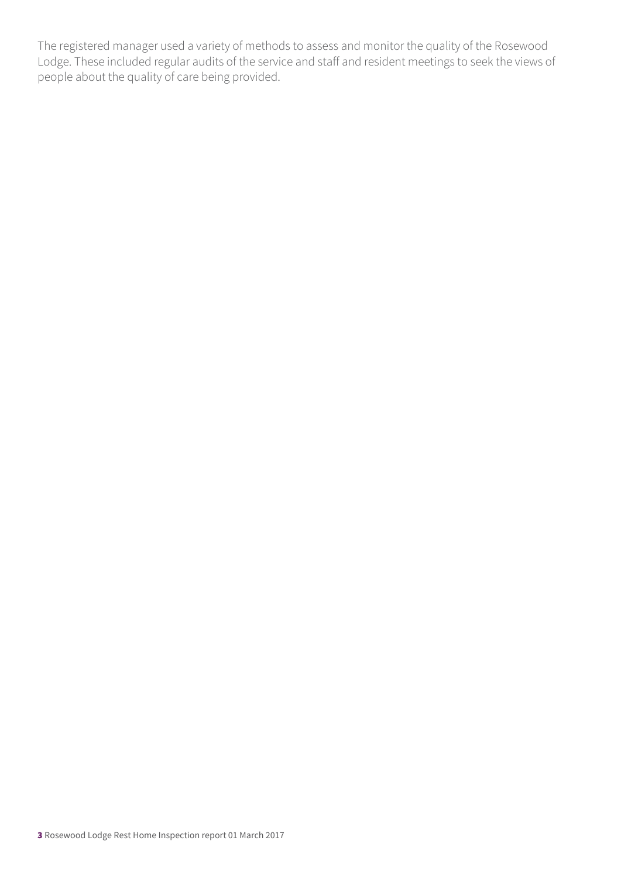The registered manager used a variety of methods to assess and monitor the quality of the Rosewood Lodge. These included regular audits of the service and staff and resident meetings to seek the views of people about the quality of care being provided.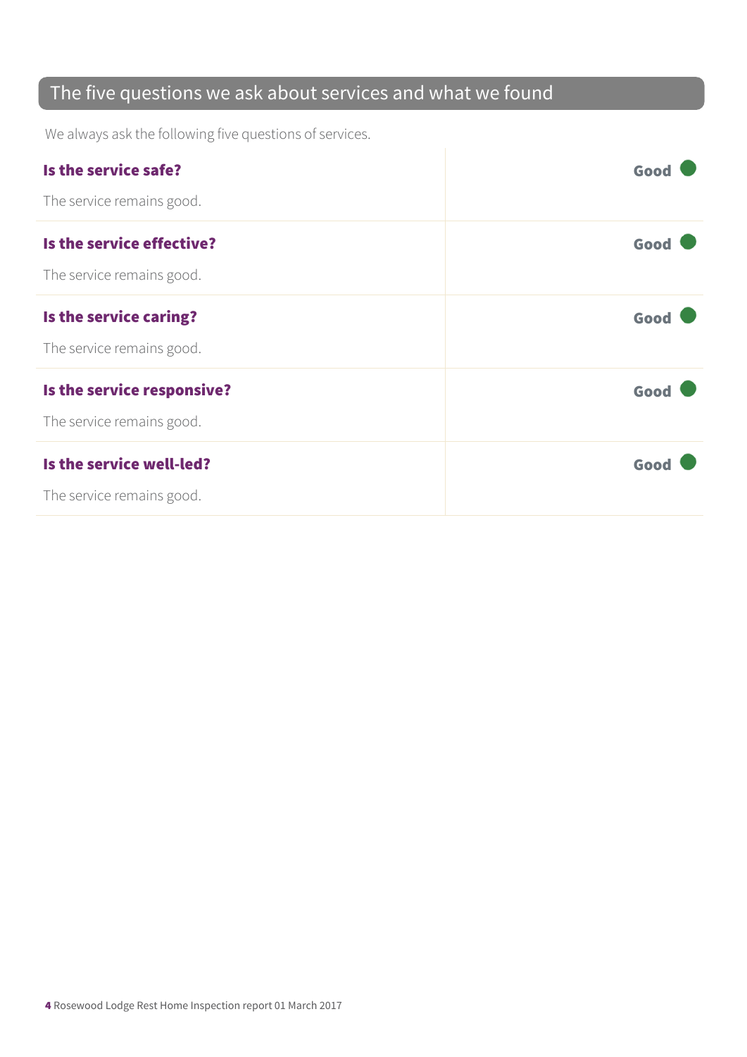## The five questions we ask about services and what we found

We always ask the following five questions of services.

| | |
|---|---|
| **Is the service safe?**<br>The service remains good. | **Good** |
| **Is the service effective?**<br>The service remains good. | **Good** |
| **Is the service caring?**<br>The service remains good. | **Good** |
| **Is the service responsive?**<br>The service remains good. | **Good** |
| **Is the service well-led?**<br>The service remains good. | **Good** |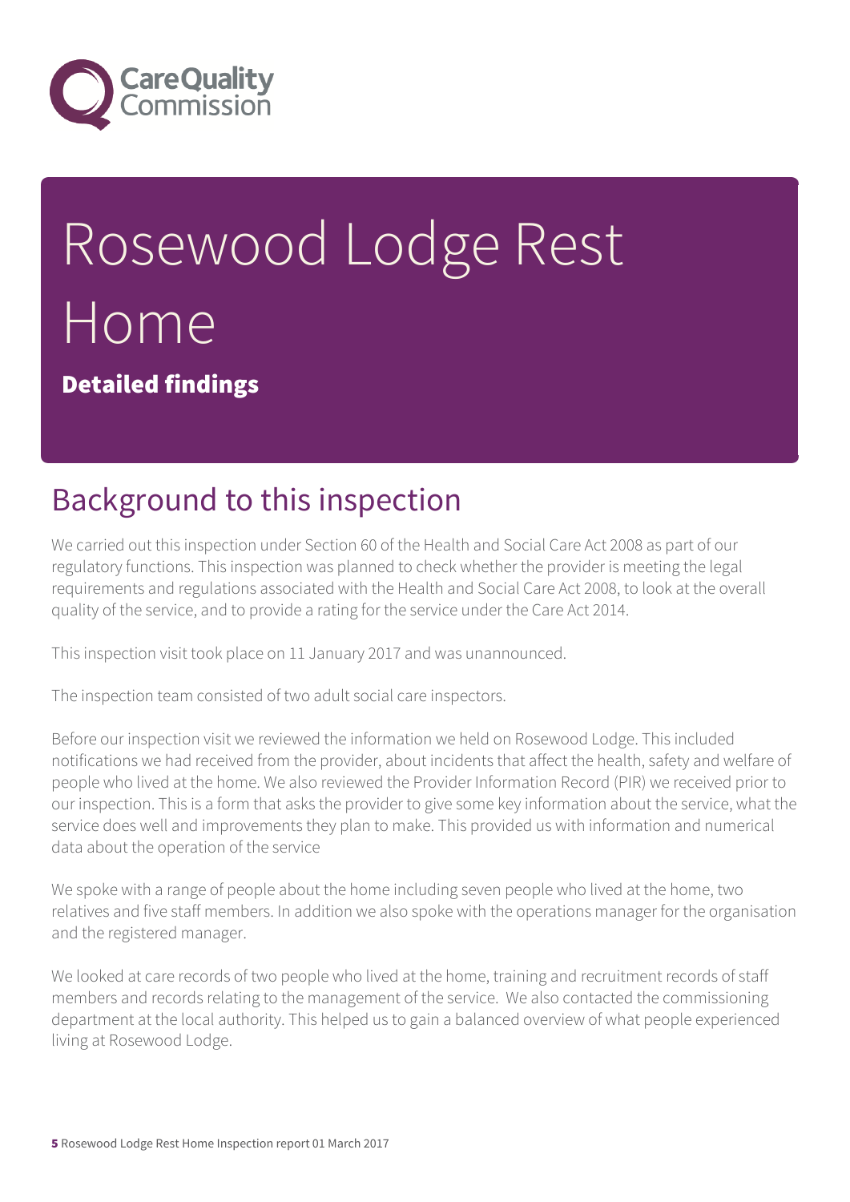# Rosewood Lodge Rest Home

**Detailed findings**

## Background to this inspection

We carried out this inspection under Section 60 of the Health and Social Care Act 2008 as part of our regulatory functions. This inspection was planned to check whether the provider is meeting the legal requirements and regulations associated with the Health and Social Care Act 2008, to look at the overall quality of the service, and to provide a rating for the service under the Care Act 2014.

This inspection visit took place on 11 January 2017 and was unannounced.

The inspection team consisted of two adult social care inspectors.

Before our inspection visit we reviewed the information we held on Rosewood Lodge. This included notifications we had received from the provider, about incidents that affect the health, safety and welfare of people who lived at the home. We also reviewed the Provider Information Record (PIR) we received prior to our inspection. This is a form that asks the provider to give some key information about the service, what the service does well and improvements they plan to make. This provided us with information and numerical data about the operation of the service

We spoke with a range of people about the home including seven people who lived at the home, two relatives and five staff members. In addition we also spoke with the operations manager for the organisation and the registered manager.

We looked at care records of two people who lived at the home, training and recruitment records of staff members and records relating to the management of the service. We also contacted the commissioning department at the local authority. This helped us to gain a balanced overview of what people experienced living at Rosewood Lodge.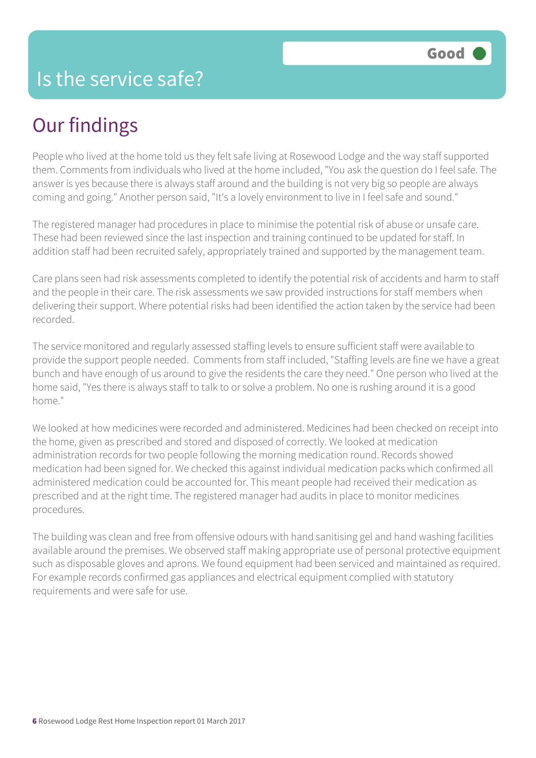# Is the service safe?

Good

## Our findings

People who lived at the home told us they felt safe living at Rosewood Lodge and the way staff supported them. Comments from individuals who lived at the home included, "You ask the question do I feel safe. The answer is yes because there is always staff around and the building is not very big so people are always coming and going." Another person said, "It's a lovely environment to live in I feel safe and sound."

The registered manager had procedures in place to minimise the potential risk of abuse or unsafe care. These had been reviewed since the last inspection and training continued to be updated for staff. In addition staff had been recruited safely, appropriately trained and supported by the management team.

Care plans seen had risk assessments completed to identify the potential risk of accidents and harm to staff and the people in their care. The risk assessments we saw provided instructions for staff members when delivering their support. Where potential risks had been identified the action taken by the service had been recorded.

The service monitored and regularly assessed staffing levels to ensure sufficient staff were available to provide the support people needed. Comments from staff included, "Staffing levels are fine we have a great bunch and have enough of us around to give the residents the care they need." One person who lived at the home said, "Yes there is always staff to talk to or solve a problem. No one is rushing around it is a good home."

We looked at how medicines were recorded and administered. Medicines had been checked on receipt into the home, given as prescribed and stored and disposed of correctly. We looked at medication administration records for two people following the morning medication round. Records showed medication had been signed for. We checked this against individual medication packs which confirmed all administered medication could be accounted for. This meant people had received their medication as prescribed and at the right time. The registered manager had audits in place to monitor medicines procedures.

The building was clean and free from offensive odours with hand sanitising gel and hand washing facilities available around the premises. We observed staff making appropriate use of personal protective equipment such as disposable gloves and aprons. We found equipment had been serviced and maintained as required. For example records confirmed gas appliances and electrical equipment complied with statutory requirements and were safe for use.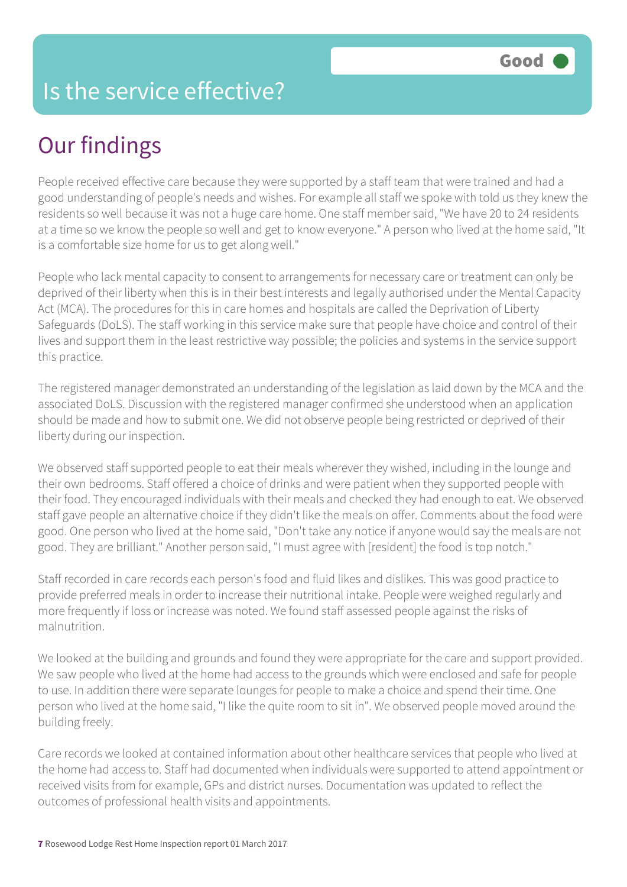# Is the service effective?

Good

## Our findings

People received effective care because they were supported by a staff team that were trained and had a good understanding of people's needs and wishes. For example all staff we spoke with told us they knew the residents so well because it was not a huge care home. One staff member said, "We have 20 to 24 residents at a time so we know the people so well and get to know everyone." A person who lived at the home said, "It is a comfortable size home for us to get along well."

People who lack mental capacity to consent to arrangements for necessary care or treatment can only be deprived of their liberty when this is in their best interests and legally authorised under the Mental Capacity Act (MCA). The procedures for this in care homes and hospitals are called the Deprivation of Liberty Safeguards (DoLS). The staff working in this service make sure that people have choice and control of their lives and support them in the least restrictive way possible; the policies and systems in the service support this practice.

The registered manager demonstrated an understanding of the legislation as laid down by the MCA and the associated DoLS. Discussion with the registered manager confirmed she understood when an application should be made and how to submit one. We did not observe people being restricted or deprived of their liberty during our inspection.

We observed staff supported people to eat their meals wherever they wished, including in the lounge and their own bedrooms. Staff offered a choice of drinks and were patient when they supported people with their food. They encouraged individuals with their meals and checked they had enough to eat. We observed staff gave people an alternative choice if they didn't like the meals on offer. Comments about the food were good. One person who lived at the home said, "Don't take any notice if anyone would say the meals are not good. They are brilliant." Another person said, "I must agree with [resident] the food is top notch."

Staff recorded in care records each person's food and fluid likes and dislikes. This was good practice to provide preferred meals in order to increase their nutritional intake. People were weighed regularly and more frequently if loss or increase was noted. We found staff assessed people against the risks of malnutrition.

We looked at the building and grounds and found they were appropriate for the care and support provided. We saw people who lived at the home had access to the grounds which were enclosed and safe for people to use. In addition there were separate lounges for people to make a choice and spend their time. One person who lived at the home said, "I like the quite room to sit in". We observed people moved around the building freely.

Care records we looked at contained information about other healthcare services that people who lived at the home had access to. Staff had documented when individuals were supported to attend appointment or received visits from for example, GPs and district nurses. Documentation was updated to reflect the outcomes of professional health visits and appointments.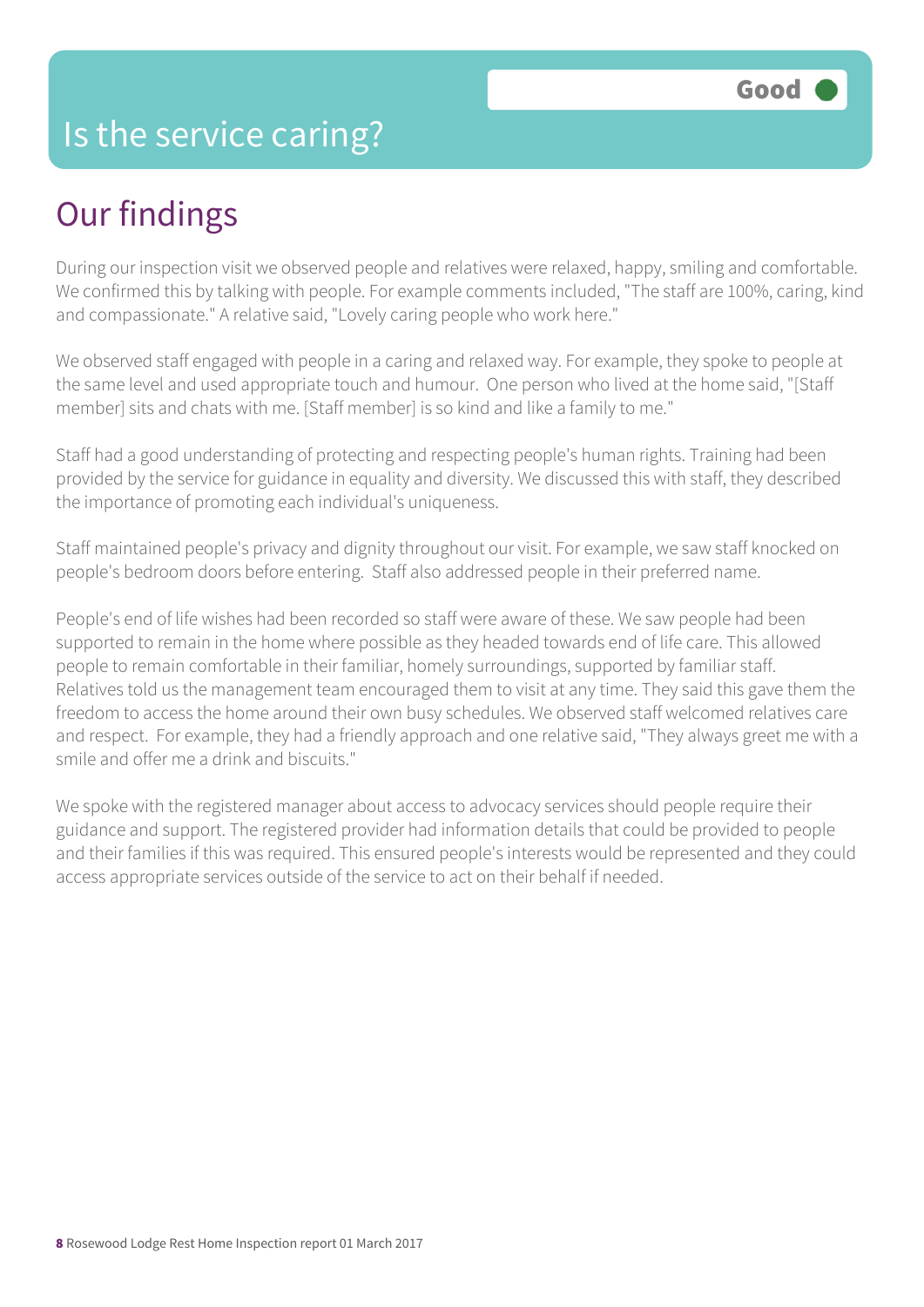# Is the service caring?

**Good**

## Our findings

During our inspection visit we observed people and relatives were relaxed, happy, smiling and comfortable. We confirmed this by talking with people. For example comments included, "The staff are 100%, caring, kind and compassionate." A relative said, "Lovely caring people who work here."

We observed staff engaged with people in a caring and relaxed way. For example, they spoke to people at the same level and used appropriate touch and humour. One person who lived at the home said, "[Staff member] sits and chats with me. [Staff member] is so kind and like a family to me."

Staff had a good understanding of protecting and respecting people's human rights. Training had been provided by the service for guidance in equality and diversity. We discussed this with staff, they described the importance of promoting each individual's uniqueness.

Staff maintained people's privacy and dignity throughout our visit. For example, we saw staff knocked on people's bedroom doors before entering. Staff also addressed people in their preferred name.

People's end of life wishes had been recorded so staff were aware of these. We saw people had been supported to remain in the home where possible as they headed towards end of life care. This allowed people to remain comfortable in their familiar, homely surroundings, supported by familiar staff. Relatives told us the management team encouraged them to visit at any time. They said this gave them the freedom to access the home around their own busy schedules. We observed staff welcomed relatives care and respect. For example, they had a friendly approach and one relative said, "They always greet me with a smile and offer me a drink and biscuits."

We spoke with the registered manager about access to advocacy services should people require their guidance and support. The registered provider had information details that could be provided to people and their families if this was required. This ensured people's interests would be represented and they could access appropriate services outside of the service to act on their behalf if needed.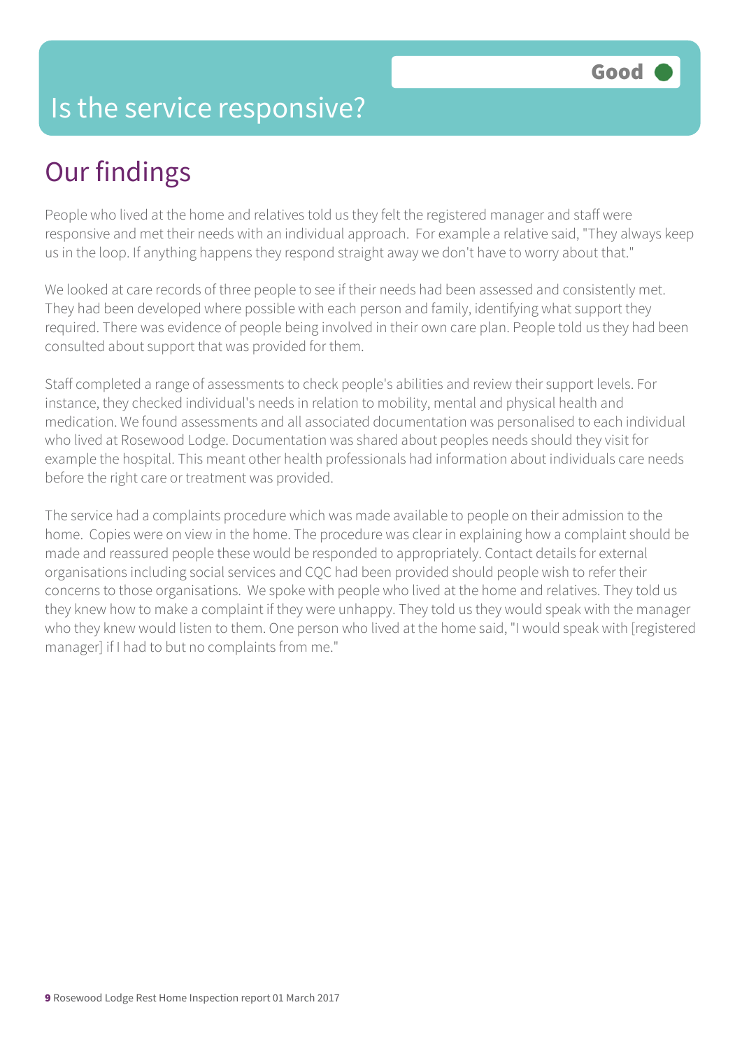# Is the service responsive?

**Good**

## Our findings

People who lived at the home and relatives told us they felt the registered manager and staff were responsive and met their needs with an individual approach. For example a relative said, "They always keep us in the loop. If anything happens they respond straight away we don't have to worry about that."

We looked at care records of three people to see if their needs had been assessed and consistently met. They had been developed where possible with each person and family, identifying what support they required. There was evidence of people being involved in their own care plan. People told us they had been consulted about support that was provided for them.

Staff completed a range of assessments to check people's abilities and review their support levels. For instance, they checked individual's needs in relation to mobility, mental and physical health and medication. We found assessments and all associated documentation was personalised to each individual who lived at Rosewood Lodge. Documentation was shared about peoples needs should they visit for example the hospital. This meant other health professionals had information about individuals care needs before the right care or treatment was provided.

The service had a complaints procedure which was made available to people on their admission to the home. Copies were on view in the home. The procedure was clear in explaining how a complaint should be made and reassured people these would be responded to appropriately. Contact details for external organisations including social services and CQC had been provided should people wish to refer their concerns to those organisations. We spoke with people who lived at the home and relatives. They told us they knew how to make a complaint if they were unhappy. They told us they would speak with the manager who they knew would listen to them. One person who lived at the home said, "I would speak with [registered manager] if I had to but no complaints from me."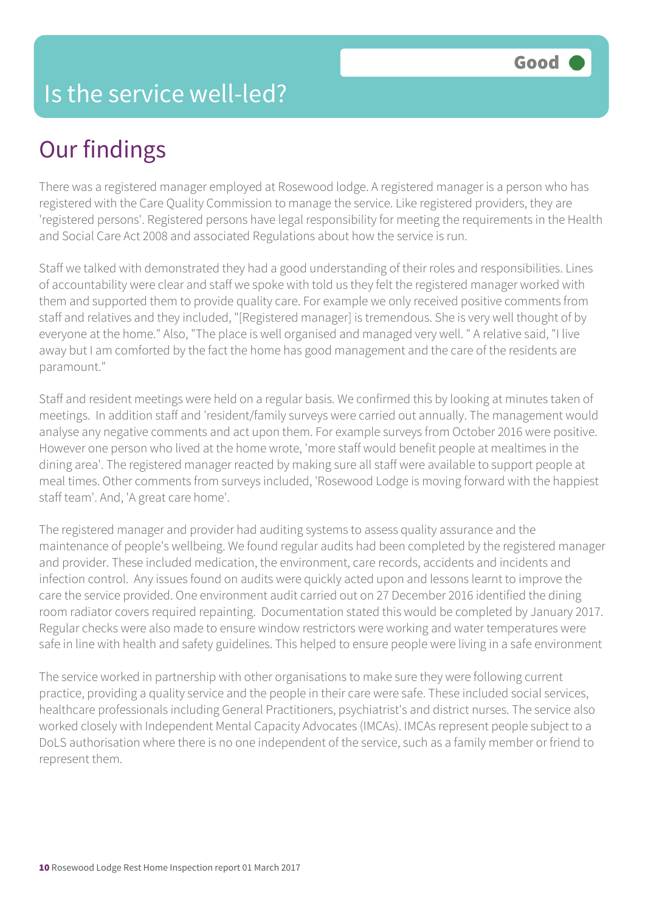# Is the service well-led?

Good

## Our findings

There was a registered manager employed at Rosewood lodge. A registered manager is a person who has registered with the Care Quality Commission to manage the service. Like registered providers, they are 'registered persons'. Registered persons have legal responsibility for meeting the requirements in the Health and Social Care Act 2008 and associated Regulations about how the service is run.

Staff we talked with demonstrated they had a good understanding of their roles and responsibilities. Lines of accountability were clear and staff we spoke with told us they felt the registered manager worked with them and supported them to provide quality care. For example we only received positive comments from staff and relatives and they included, "[Registered manager] is tremendous. She is very well thought of by everyone at the home." Also, "The place is well organised and managed very well. " A relative said, "I live away but I am comforted by the fact the home has good management and the care of the residents are paramount."

Staff and resident meetings were held on a regular basis. We confirmed this by looking at minutes taken of meetings. In addition staff and 'resident/family surveys were carried out annually. The management would analyse any negative comments and act upon them. For example surveys from October 2016 were positive. However one person who lived at the home wrote, 'more staff would benefit people at mealtimes in the dining area'. The registered manager reacted by making sure all staff were available to support people at meal times. Other comments from surveys included, 'Rosewood Lodge is moving forward with the happiest staff team'. And, 'A great care home'.

The registered manager and provider had auditing systems to assess quality assurance and the maintenance of people's wellbeing. We found regular audits had been completed by the registered manager and provider. These included medication, the environment, care records, accidents and incidents and infection control. Any issues found on audits were quickly acted upon and lessons learnt to improve the care the service provided. One environment audit carried out on 27 December 2016 identified the dining room radiator covers required repainting. Documentation stated this would be completed by January 2017. Regular checks were also made to ensure window restrictors were working and water temperatures were safe in line with health and safety guidelines. This helped to ensure people were living in a safe environment

The service worked in partnership with other organisations to make sure they were following current practice, providing a quality service and the people in their care were safe. These included social services, healthcare professionals including General Practitioners, psychiatrist's and district nurses. The service also worked closely with Independent Mental Capacity Advocates (IMCAs). IMCAs represent people subject to a DoLS authorisation where there is no one independent of the service, such as a family member or friend to represent them.